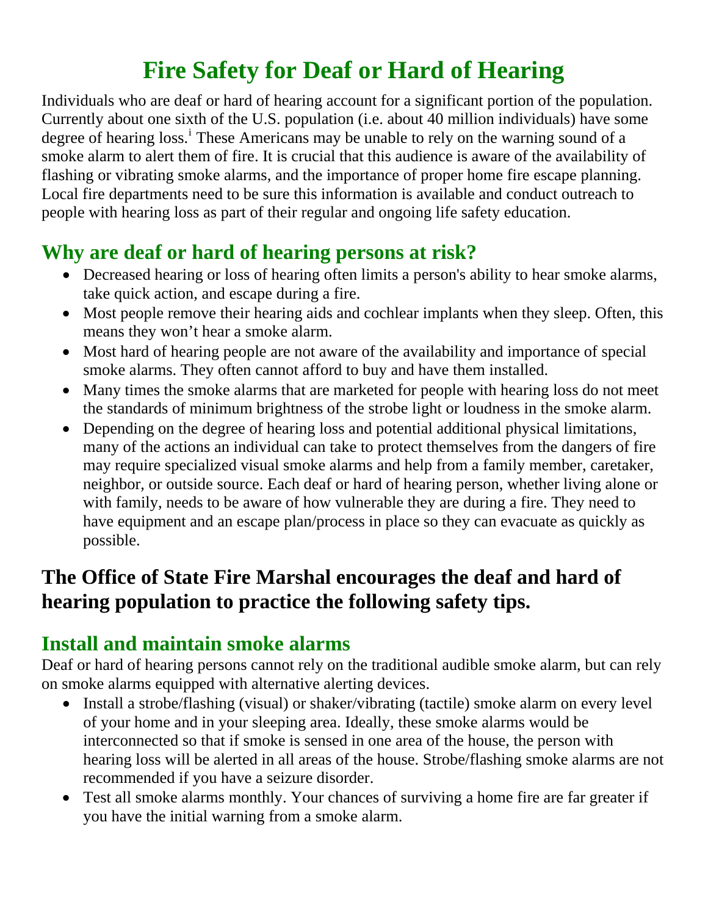# Fire Safety for Deaf or Hard of Hearing

Individuals who are deaf or hard of hearing account for a significant portion of the population. Currently about one sixth of the U.S. population (i.e. about 40 million individuals) have some degree of hearing loss.[i] These Americans may be unable to rely on the warning sound of a smoke alarm to alert them of fire. It is crucial that this audience is aware of the availability of flashing or vibrating smoke alarms, and the importance of proper home fire escape planning. Local fire departments need to be sure this information is available and conduct outreach to people with hearing loss as part of their regular and ongoing life safety education.

## Why are deaf or hard of hearing persons at risk?

- Decreased hearing or loss of hearing often limits a person's ability to hear smoke alarms, take quick action, and escape during a fire.
- Most people remove their hearing aids and cochlear implants when they sleep. Often, this means they won't hear a smoke alarm.
- Most hard of hearing people are not aware of the availability and importance of special smoke alarms. They often cannot afford to buy and have them installed.
- Many times the smoke alarms that are marketed for people with hearing loss do not meet the standards of minimum brightness of the strobe light or loudness in the smoke alarm.
- Depending on the degree of hearing loss and potential additional physical limitations, many of the actions an individual can take to protect themselves from the dangers of fire may require specialized visual smoke alarms and help from a family member, caretaker, neighbor, or outside source. Each deaf or hard of hearing person, whether living alone or with family, needs to be aware of how vulnerable they are during a fire. They need to have equipment and an escape plan/process in place so they can evacuate as quickly as possible.

## The Office of State Fire Marshal encourages the deaf and hard of hearing population to practice the following safety tips.

## Install and maintain smoke alarms

Deaf or hard of hearing persons cannot rely on the traditional audible smoke alarm, but can rely on smoke alarms equipped with alternative alerting devices.

- Install a strobe/flashing (visual) or shaker/vibrating (tactile) smoke alarm on every level of your home and in your sleeping area. Ideally, these smoke alarms would be interconnected so that if smoke is sensed in one area of the house, the person with hearing loss will be alerted in all areas of the house. Strobe/flashing smoke alarms are not recommended if you have a seizure disorder.
- Test all smoke alarms monthly. Your chances of surviving a home fire are far greater if you have the initial warning from a smoke alarm.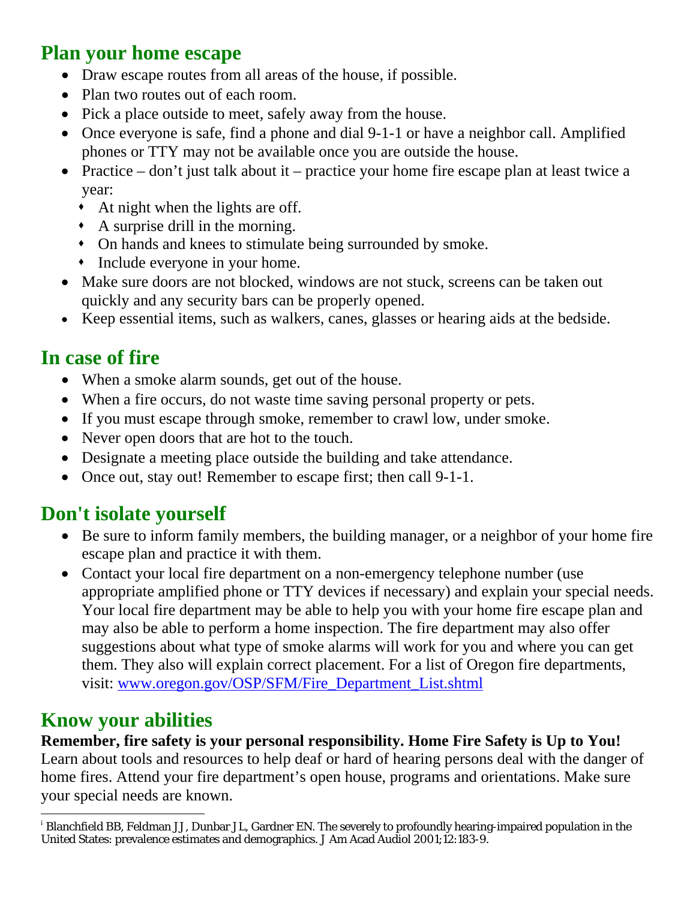## Plan your home escape

- Draw escape routes from all areas of the house, if possible.
- Plan two routes out of each room.
- Pick a place outside to meet, safely away from the house.
- Once everyone is safe, find a phone and dial 9-1-1 or have a neighbor call. Amplified phones or TTY may not be available once you are outside the house.
- Practice – don't just talk about it – practice your home fire escape plan at least twice a year:
  - At night when the lights are off.
  - A surprise drill in the morning.
  - On hands and knees to stimulate being surrounded by smoke.
  - Include everyone in your home.
- Make sure doors are not blocked, windows are not stuck, screens can be taken out quickly and any security bars can be properly opened.
- Keep essential items, such as walkers, canes, glasses or hearing aids at the bedside.

## In case of fire

- When a smoke alarm sounds, get out of the house.
- When a fire occurs, do not waste time saving personal property or pets.
- If you must escape through smoke, remember to crawl low, under smoke.
- Never open doors that are hot to the touch.
- Designate a meeting place outside the building and take attendance.
- Once out, stay out! Remember to escape first; then call 9-1-1.

## Don't isolate yourself

- Be sure to inform family members, the building manager, or a neighbor of your home fire escape plan and practice it with them.
- Contact your local fire department on a non-emergency telephone number (use appropriate amplified phone or TTY devices if necessary) and explain your special needs. Your local fire department may be able to help you with your home fire escape plan and may also be able to perform a home inspection. The fire department may also offer suggestions about what type of smoke alarms will work for you and where you can get them. They also will explain correct placement. For a list of Oregon fire departments, visit: [www.oregon.gov/OSP/SFM/Fire_Department_List.shtml](www.oregon.gov/OSP/SFM/Fire_Department_List.shtml)

## Know your abilities

**Remember, fire safety is your personal responsibility. Home Fire Safety is Up to You!** Learn about tools and resources to help deaf or hard of hearing persons deal with the danger of home fires. Attend your fire department's open house, programs and orientations. Make sure your special needs are known.

---

[i] Blanchfield BB, Feldman JJ, Dunbar JL, Gardner EN. The severely to profoundly hearing-impaired population in the United States: prevalence estimates and demographics. J Am Acad Audiol 2001;12:183-9.